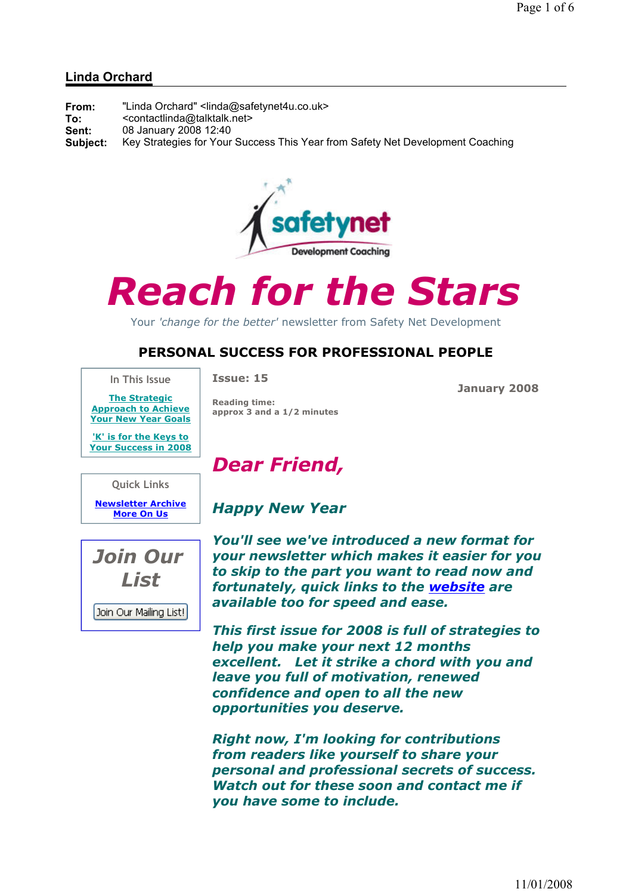## Linda Orchard

**From:** "Linda Orchard" <linda@safetynet4u.co.uk>
**To:** <contactlinda@talktalk.net>
**Sent:** 08 January 2008 12:40
**Subject:** Key Strategies for Your Success This Year from Safety Net Development Coaching

safetynet Development Coaching

# Reach for the Stars

Your *'change for the better'* newsletter from Safety Net Development

## PERSONAL SUCCESS FOR PROFESSIONAL PEOPLE

In This Issue

- The Strategic Approach to Achieve Your New Year Goals
- 'K' is for the Keys to Your Success in 2008

Quick Links

- Newsletter Archive
- More On Us

**Join Our List**

Join Our Mailing List!

**Issue: 15**

**January 2008**

**Reading time:**
**approx 3 and a 1/2 minutes**

## *Dear Friend,*

### *Happy New Year*

***You'll see we've introduced a new format for your newsletter which makes it easier for you to skip to the part you want to read now and fortunately, quick links to the website are available too for speed and ease.***

***This first issue for 2008 is full of strategies to help you make your next 12 months excellent. Let it strike a chord with you and leave you full of motivation, renewed confidence and open to all the new opportunities you deserve.***

***Right now, I'm looking for contributions from readers like yourself to share your personal and professional secrets of success. Watch out for these soon and contact me if you have some to include.***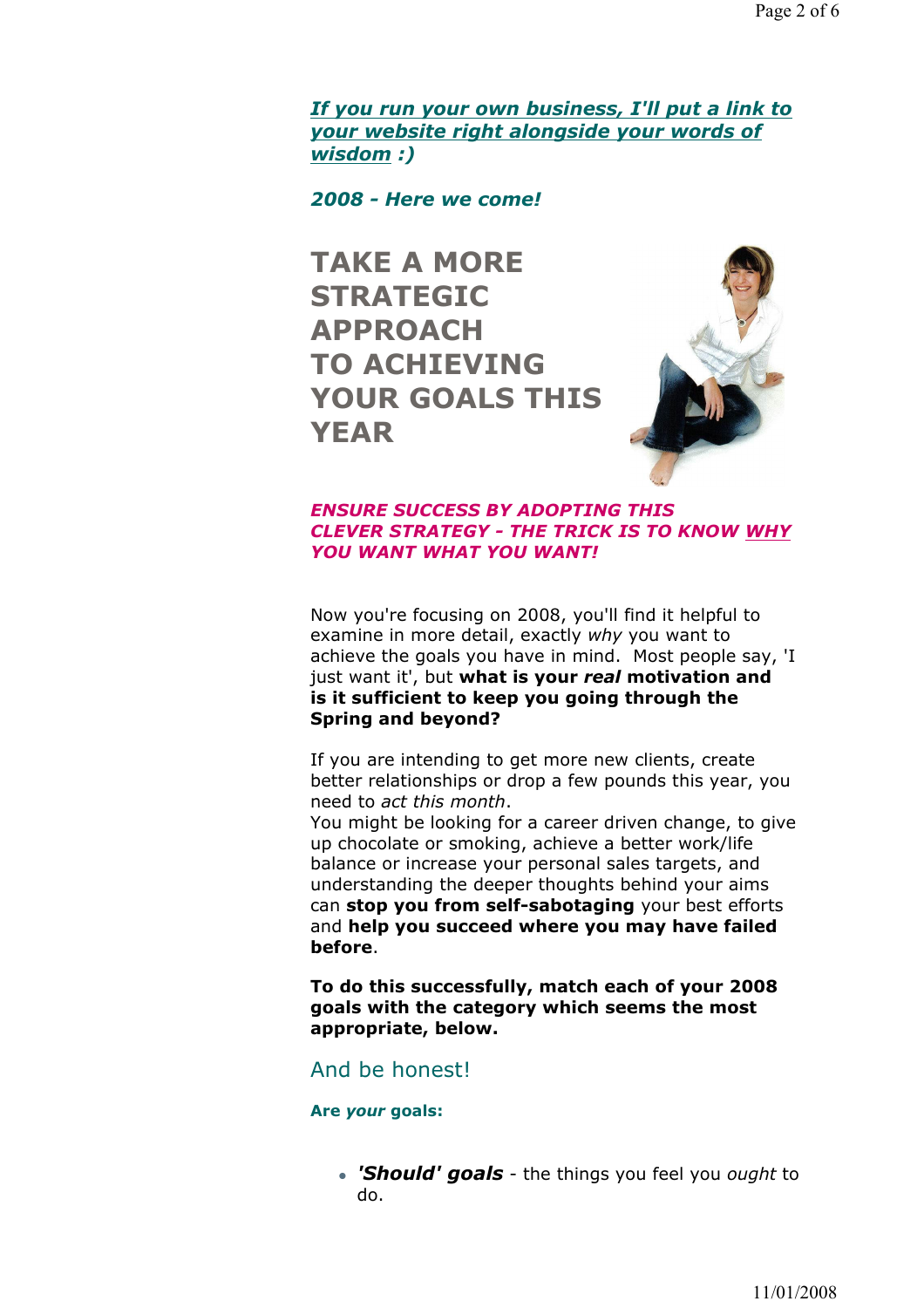***If you run your own business, I'll put a link to your website right alongside your words of wisdom :)***

***2008 - Here we come!***

# TAKE A MORE STRATEGIC APPROACH TO ACHIEVING YOUR GOALS THIS YEAR

***ENSURE SUCCESS BY ADOPTING THIS CLEVER STRATEGY - THE TRICK IS TO KNOW WHY YOU WANT WHAT YOU WANT!***

Now you're focusing on 2008, you'll find it helpful to examine in more detail, exactly *why* you want to achieve the goals you have in mind. Most people say, 'I just want it', but **what is your *real* motivation and is it sufficient to keep you going through the Spring and beyond?**

If you are intending to get more new clients, create better relationships or drop a few pounds this year, you need to *act this month*.
You might be looking for a career driven change, to give up chocolate or smoking, achieve a better work/life balance or increase your personal sales targets, and understanding the deeper thoughts behind your aims can **stop you from self-sabotaging** your best efforts and **help you succeed where you may have failed before**.

**To do this successfully, match each of your 2008 goals with the category which seems the most appropriate, below.**

And be honest!

**Are *your* goals:**

- ***'Should' goals*** - the things you feel you *ought* to do.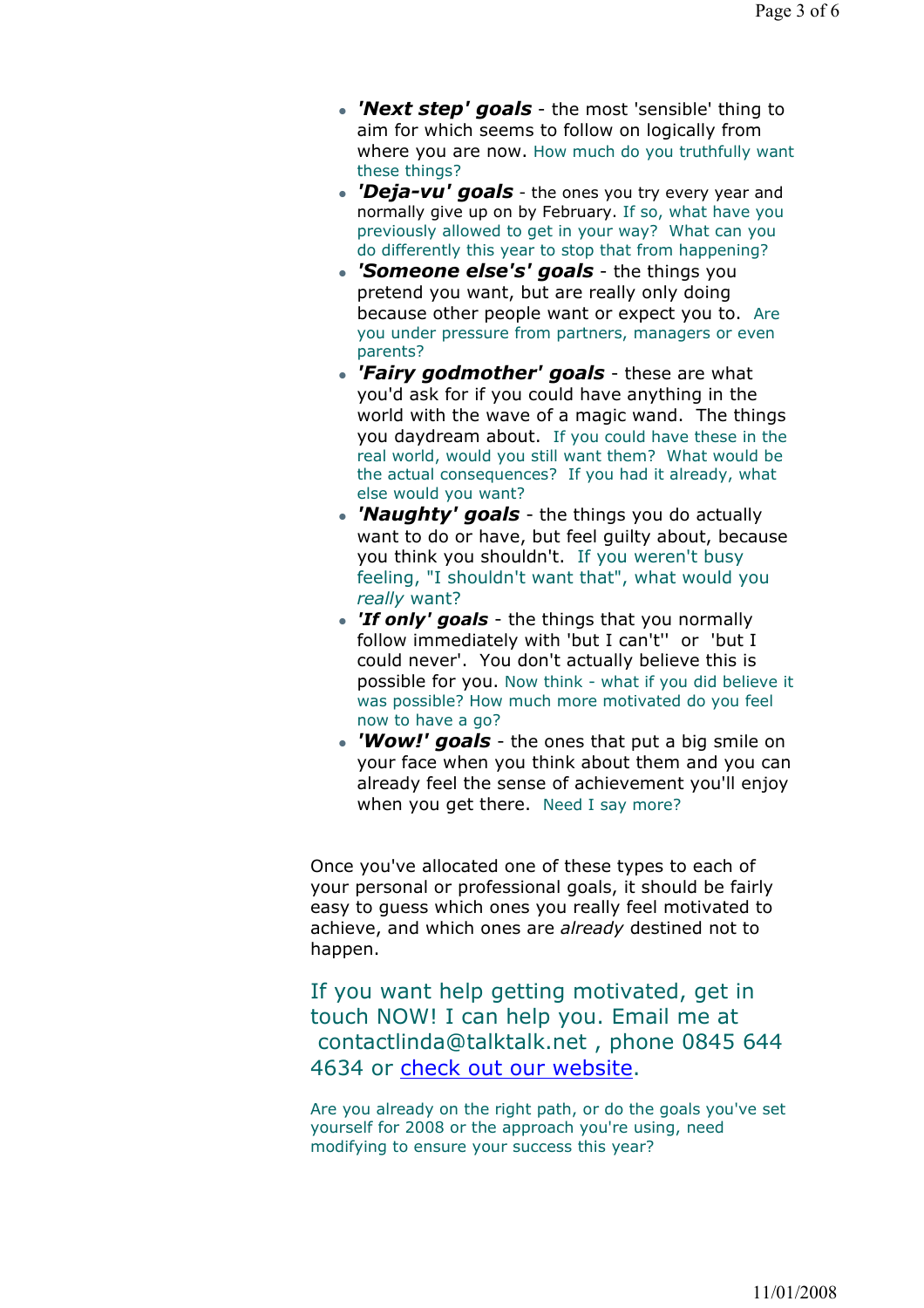- ***'Next step' goals*** - the most 'sensible' thing to aim for which seems to follow on logically from where you are now. How much do you truthfully want these things?
- ***'Deja-vu' goals*** - the ones you try every year and normally give up on by February. If so, what have you previously allowed to get in your way? What can you do differently this year to stop that from happening?
- ***'Someone else's' goals*** - the things you pretend you want, but are really only doing because other people want or expect you to. Are you under pressure from partners, managers or even parents?
- ***'Fairy godmother' goals*** - these are what you'd ask for if you could have anything in the world with the wave of a magic wand. The things you daydream about. If you could have these in the real world, would you still want them? What would be the actual consequences? If you had it already, what else would you want?
- ***'Naughty' goals*** - the things you do actually want to do or have, but feel guilty about, because you think you shouldn't. If you weren't busy feeling, "I shouldn't want that", what would you *really* want?
- ***'If only' goals*** - the things that you normally follow immediately with 'but I can't'' or 'but I could never'. You don't actually believe this is possible for you. Now think - what if you did believe it was possible? How much more motivated do you feel now to have a go?
- ***'Wow!' goals*** - the ones that put a big smile on your face when you think about them and you can already feel the sense of achievement you'll enjoy when you get there. Need I say more?

Once you've allocated one of these types to each of your personal or professional goals, it should be fairly easy to guess which ones you really feel motivated to achieve, and which ones are *already* destined not to happen.

If you want help getting motivated, get in touch NOW! I can help you. Email me at contactlinda@talktalk.net , phone 0845 644 4634 or [check out our website](#).

Are you already on the right path, or do the goals you've set yourself for 2008 or the approach you're using, need modifying to ensure your success this year?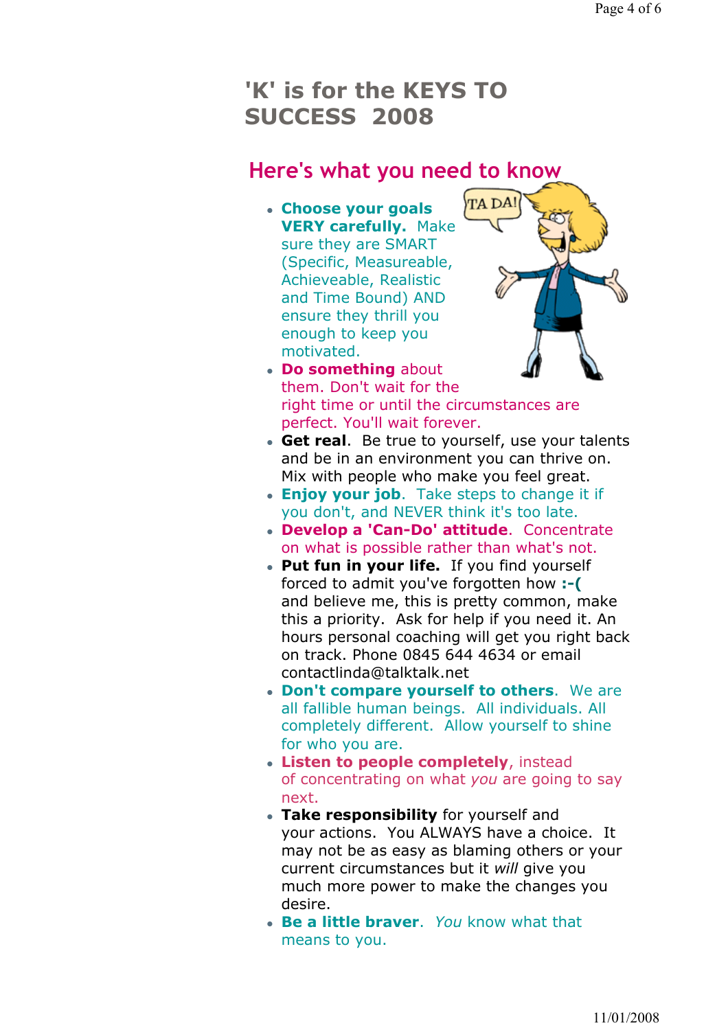# 'K' is for the KEYS TO SUCCESS 2008

## Here's what you need to know

- **Choose your goals VERY carefully.** Make sure they are SMART (Specific, Measureable, Achieveable, Realistic and Time Bound) AND ensure they thrill you enough to keep you motivated.
- **Do something** about them. Don't wait for the right time or until the circumstances are perfect. You'll wait forever.
- **Get real**. Be true to yourself, use your talents and be in an environment you can thrive on. Mix with people who make you feel great.
- **Enjoy your job**. Take steps to change it if you don't, and NEVER think it's too late.
- **Develop a 'Can-Do' attitude**. Concentrate on what is possible rather than what's not.
- **Put fun in your life.** If you find yourself forced to admit you've forgotten how **:-(** and believe me, this is pretty common, make this a priority. Ask for help if you need it. An hours personal coaching will get you right back on track. Phone 0845 644 4634 or email contactlinda@talktalk.net
- **Don't compare yourself to others**. We are all fallible human beings. All individuals. All completely different. Allow yourself to shine for who you are.
- **Listen to people completely**, instead of concentrating on what *you* are going to say next.
- **Take responsibility** for yourself and your actions. You ALWAYS have a choice. It may not be as easy as blaming others or your current circumstances but it *will* give you much more power to make the changes you desire.
- **Be a little braver**. *You* know what that means to you.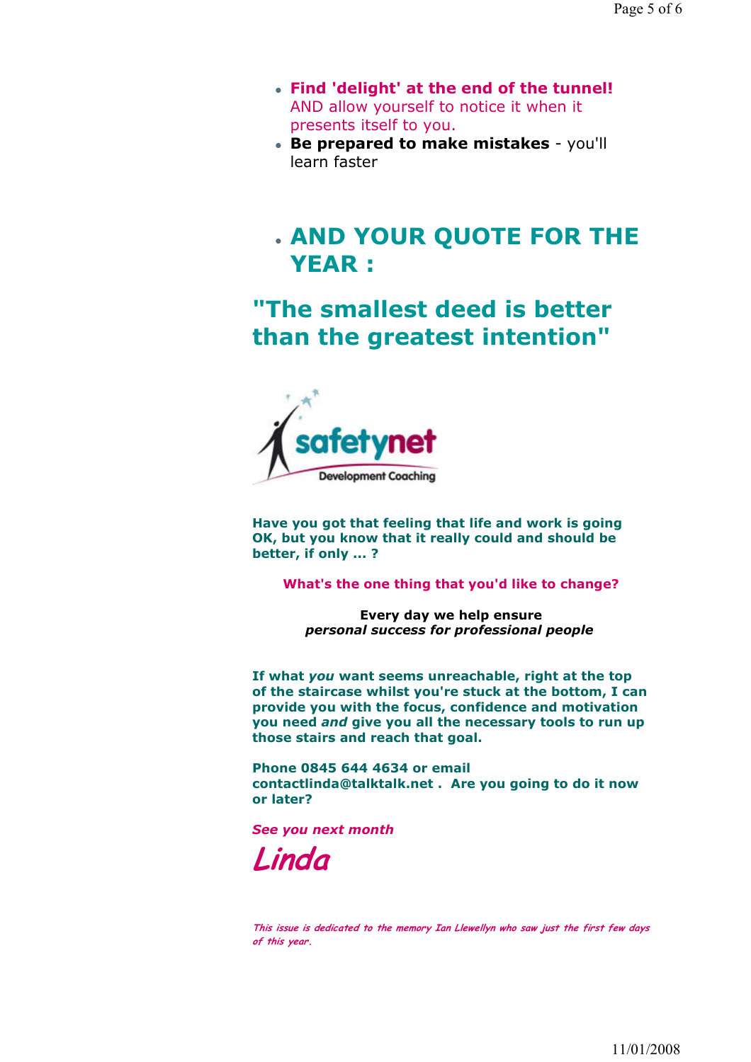- **Find 'delight' at the end of the tunnel!** AND allow yourself to notice it when it presents itself to you.
- **Be prepared to make mistakes** - you'll learn faster

- ## AND YOUR QUOTE FOR THE YEAR :

## "The smallest deed is better than the greatest intention"

safetynet
Development Coaching

**Have you got that feeling that life and work is going OK, but you know that it really could and should be better, if only ... ?**

**What's the one thing that you'd like to change?**

**Every day we help ensure**
***personal success for professional people***

**If what *you* want seems unreachable, right at the top of the staircase whilst you're stuck at the bottom, I can provide you with the focus, confidence and motivation you need *and* give you all the necessary tools to run up those stairs and reach that goal.**

**Phone 0845 644 4634 or email contactlinda@talktalk.net . Are you going to do it now or later?**

***See you next month***

*Linda*

*This issue is dedicated to the memory Ian Llewellyn who saw just the first few days of this year.*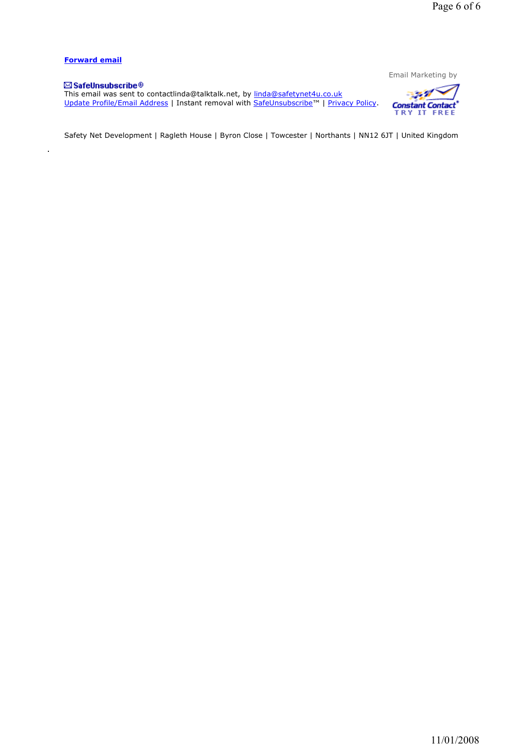**Forward email**

Email Marketing by

SafeUnsubscribe®
This email was sent to contactlinda@talktalk.net, by linda@safetynet4u.co.uk
Update Profile/Email Address | Instant removal with SafeUnsubscribe™ | Privacy Policy.

Constant Contact
TRY IT FREE

Safety Net Development | Ragleth House | Byron Close | Towcester | Northants | NN12 6JT | United Kingdom

.